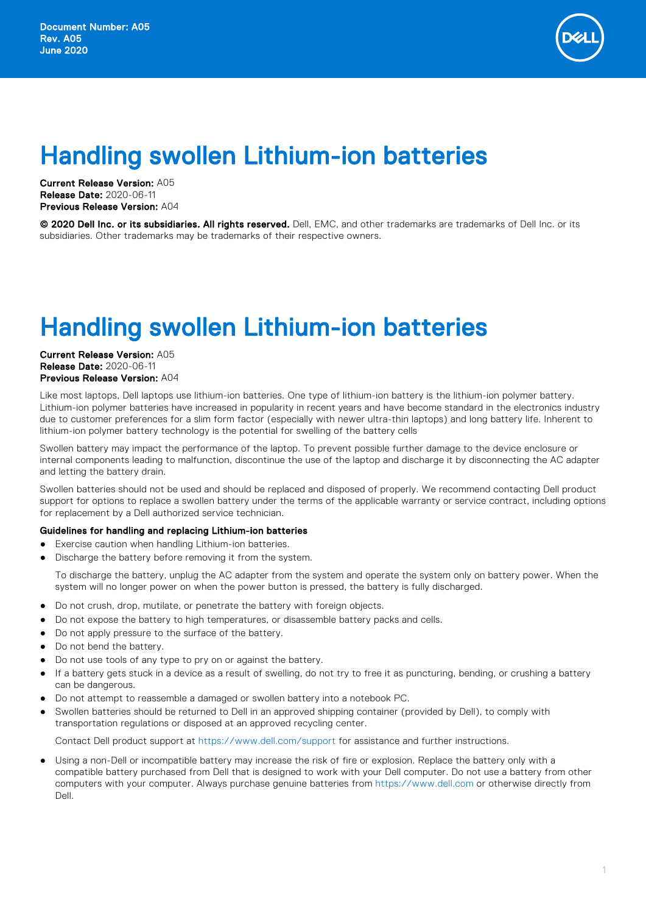Document Number: A05
Rev. A05
June 2020

# Handling swollen Lithium-ion batteries

**Current Release Version:** A05
**Release Date:** 2020-06-11
**Previous Release Version:** A04

**© 2020 Dell Inc. or its subsidiaries. All rights reserved.** Dell, EMC, and other trademarks are trademarks of Dell Inc. or its subsidiaries. Other trademarks may be trademarks of their respective owners.

# Handling swollen Lithium-ion batteries

**Current Release Version:** A05
**Release Date:** 2020-06-11
**Previous Release Version:** A04

Like most laptops, Dell laptops use lithium-ion batteries. One type of lithium-ion battery is the lithium-ion polymer battery. Lithium-ion polymer batteries have increased in popularity in recent years and have become standard in the electronics industry due to customer preferences for a slim form factor (especially with newer ultra-thin laptops) and long battery life. Inherent to lithium-ion polymer battery technology is the potential for swelling of the battery cells

Swollen battery may impact the performance of the laptop. To prevent possible further damage to the device enclosure or internal components leading to malfunction, discontinue the use of the laptop and discharge it by disconnecting the AC adapter and letting the battery drain.

Swollen batteries should not be used and should be replaced and disposed of properly. We recommend contacting Dell product support for options to replace a swollen battery under the terms of the applicable warranty or service contract, including options for replacement by a Dell authorized service technician.

**Guidelines for handling and replacing Lithium-ion batteries**

- Exercise caution when handling Lithium-ion batteries.
- Discharge the battery before removing it from the system.

  To discharge the battery, unplug the AC adapter from the system and operate the system only on battery power. When the system will no longer power on when the power button is pressed, the battery is fully discharged.

- Do not crush, drop, mutilate, or penetrate the battery with foreign objects.
- Do not expose the battery to high temperatures, or disassemble battery packs and cells.
- Do not apply pressure to the surface of the battery.
- Do not bend the battery.
- Do not use tools of any type to pry on or against the battery.
- If a battery gets stuck in a device as a result of swelling, do not try to free it as puncturing, bending, or crushing a battery can be dangerous.
- Do not attempt to reassemble a damaged or swollen battery into a notebook PC.
- Swollen batteries should be returned to Dell in an approved shipping container (provided by Dell), to comply with transportation regulations or disposed at an approved recycling center.

  Contact Dell product support at https://www.dell.com/support for assistance and further instructions.

- Using a non-Dell or incompatible battery may increase the risk of fire or explosion. Replace the battery only with a compatible battery purchased from Dell that is designed to work with your Dell computer. Do not use a battery from other computers with your computer. Always purchase genuine batteries from https://www.dell.com or otherwise directly from Dell.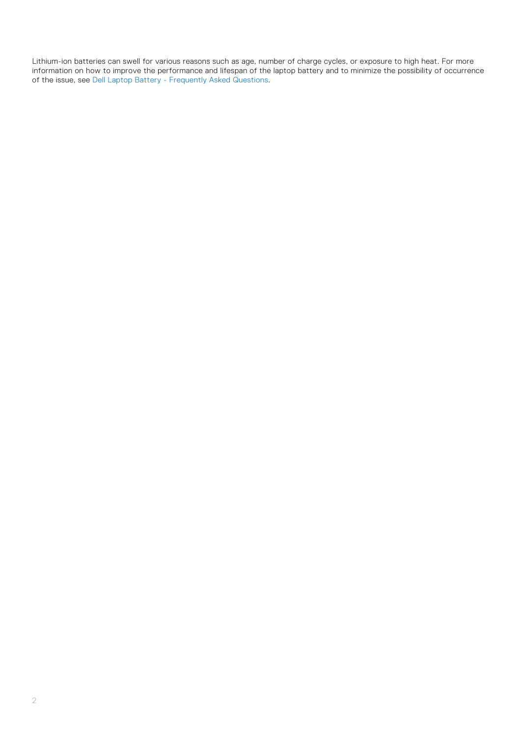Lithium-ion batteries can swell for various reasons such as age, number of charge cycles, or exposure to high heat. For more information on how to improve the performance and lifespan of the laptop battery and to minimize the possibility of occurrence of the issue, see Dell Laptop Battery - Frequently Asked Questions.